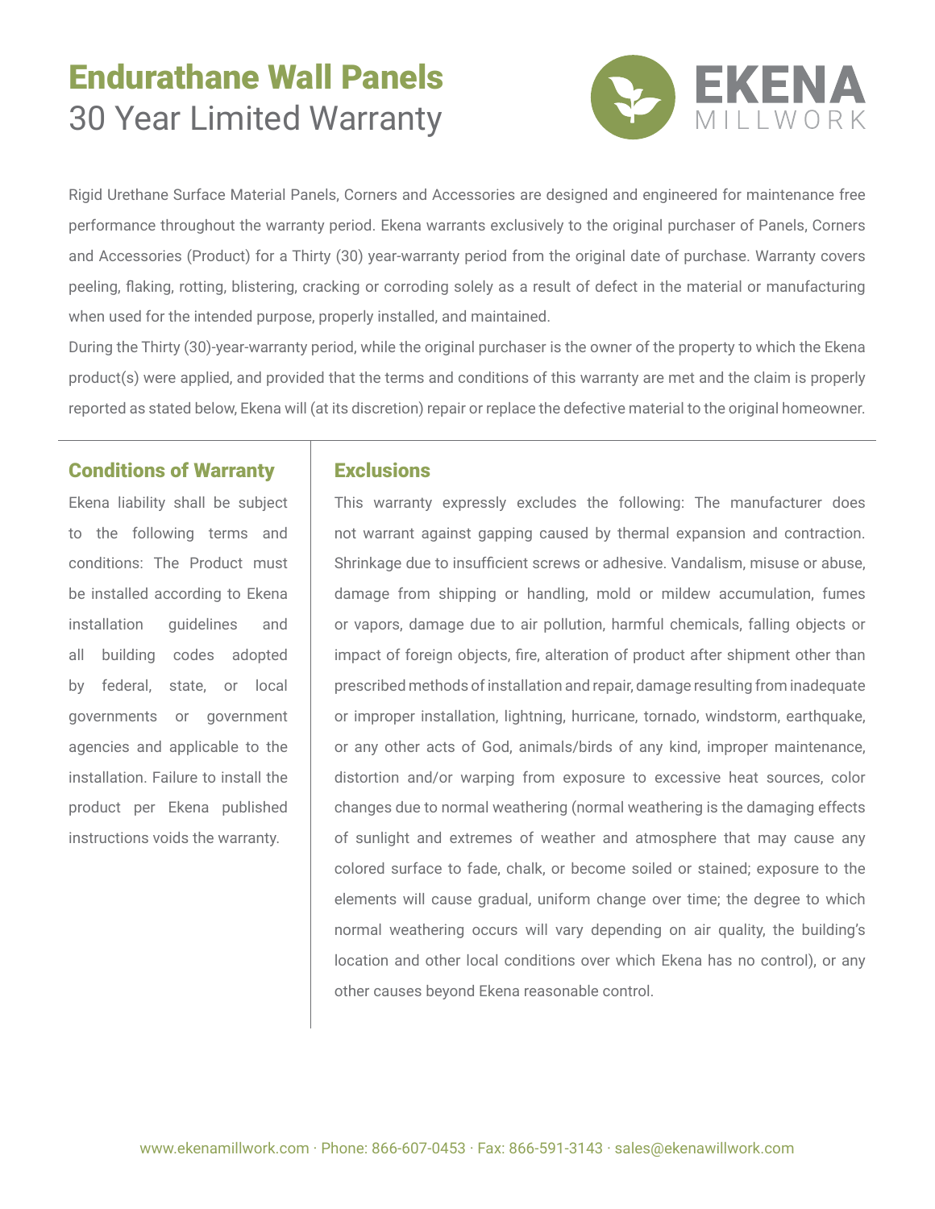# Endurathane Wall Panels

## 30 Year Limited Warranty

EKENA MILLWORK

Rigid Urethane Surface Material Panels, Corners and Accessories are designed and engineered for maintenance free performance throughout the warranty period. Ekena warrants exclusively to the original purchaser of Panels, Corners and Accessories (Product) for a Thirty (30) year-warranty period from the original date of purchase. Warranty covers peeling, flaking, rotting, blistering, cracking or corroding solely as a result of defect in the material or manufacturing when used for the intended purpose, properly installed, and maintained.

During the Thirty (30)-year-warranty period, while the original purchaser is the owner of the property to which the Ekena product(s) were applied, and provided that the terms and conditions of this warranty are met and the claim is properly reported as stated below, Ekena will (at its discretion) repair or replace the defective material to the original homeowner.

## Conditions of Warranty

Ekena liability shall be subject to the following terms and conditions: The Product must be installed according to Ekena installation guidelines and all building codes adopted by federal, state, or local governments or government agencies and applicable to the installation. Failure to install the product per Ekena published instructions voids the warranty.

## Exclusions

This warranty expressly excludes the following: The manufacturer does not warrant against gapping caused by thermal expansion and contraction. Shrinkage due to insufficient screws or adhesive. Vandalism, misuse or abuse, damage from shipping or handling, mold or mildew accumulation, fumes or vapors, damage due to air pollution, harmful chemicals, falling objects or impact of foreign objects, fire, alteration of product after shipment other than prescribed methods of installation and repair, damage resulting from inadequate or improper installation, lightning, hurricane, tornado, windstorm, earthquake, or any other acts of God, animals/birds of any kind, improper maintenance, distortion and/or warping from exposure to excessive heat sources, color changes due to normal weathering (normal weathering is the damaging effects of sunlight and extremes of weather and atmosphere that may cause any colored surface to fade, chalk, or become soiled or stained; exposure to the elements will cause gradual, uniform change over time; the degree to which normal weathering occurs will vary depending on air quality, the building's location and other local conditions over which Ekena has no control), or any other causes beyond Ekena reasonable control.

www.ekenamillwork.com · Phone: 866-607-0453 · Fax: 866-591-3143 · sales@ekenawillwork.com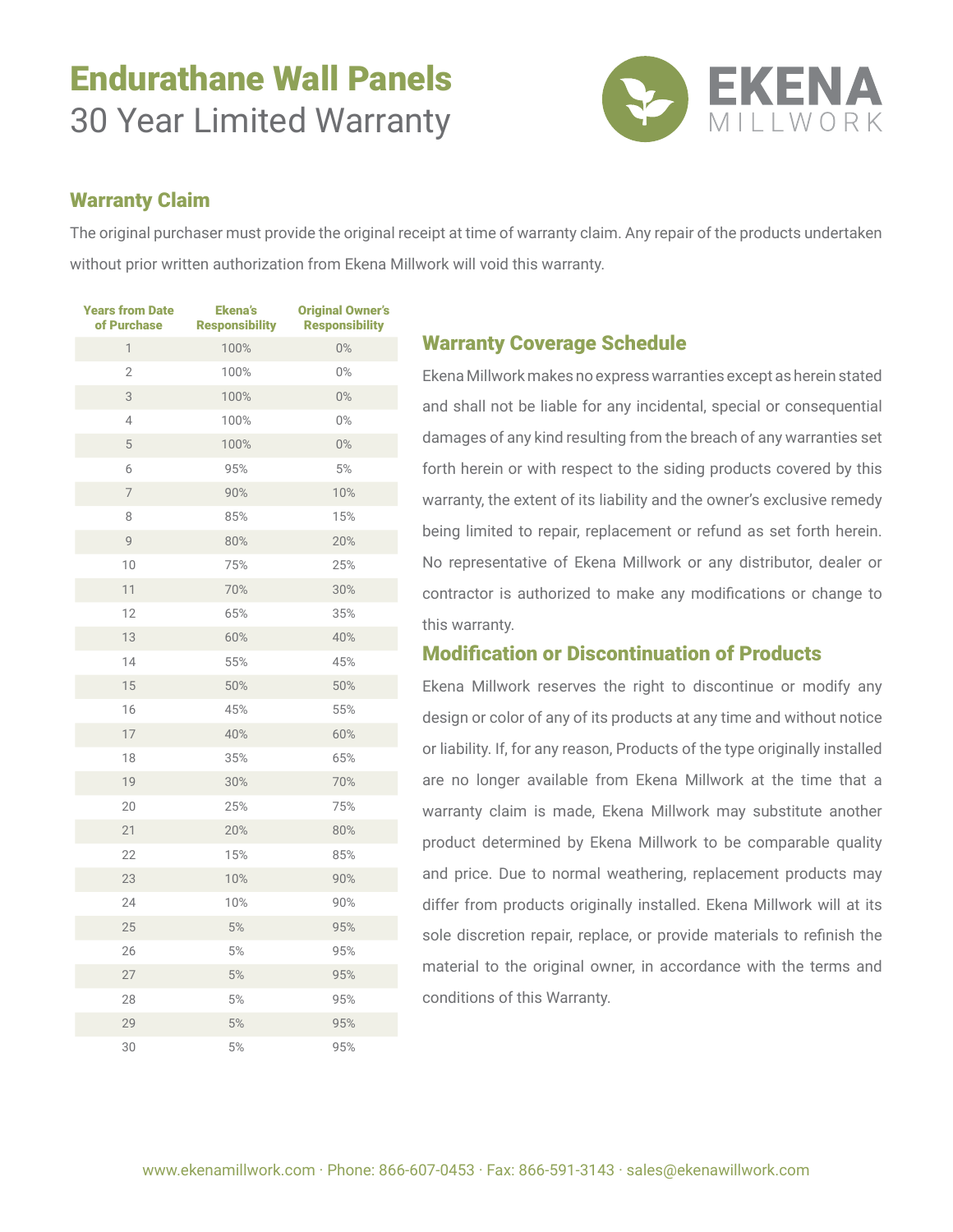# Endurathane Wall Panels
30 Year Limited Warranty

EKENA MILLWORK

## Warranty Claim

The original purchaser must provide the original receipt at time of warranty claim. Any repair of the products undertaken without prior written authorization from Ekena Millwork will void this warranty.

| Years from Date of Purchase | Ekena's Responsibility | Original Owner's Responsibility |
|---|---|---|
| 1 | 100% | 0% |
| 2 | 100% | 0% |
| 3 | 100% | 0% |
| 4 | 100% | 0% |
| 5 | 100% | 0% |
| 6 | 95% | 5% |
| 7 | 90% | 10% |
| 8 | 85% | 15% |
| 9 | 80% | 20% |
| 10 | 75% | 25% |
| 11 | 70% | 30% |
| 12 | 65% | 35% |
| 13 | 60% | 40% |
| 14 | 55% | 45% |
| 15 | 50% | 50% |
| 16 | 45% | 55% |
| 17 | 40% | 60% |
| 18 | 35% | 65% |
| 19 | 30% | 70% |
| 20 | 25% | 75% |
| 21 | 20% | 80% |
| 22 | 15% | 85% |
| 23 | 10% | 90% |
| 24 | 10% | 90% |
| 25 | 5% | 95% |
| 26 | 5% | 95% |
| 27 | 5% | 95% |
| 28 | 5% | 95% |
| 29 | 5% | 95% |
| 30 | 5% | 95% |

## Warranty Coverage Schedule

Ekena Millwork makes no express warranties except as herein stated and shall not be liable for any incidental, special or consequential damages of any kind resulting from the breach of any warranties set forth herein or with respect to the siding products covered by this warranty, the extent of its liability and the owner's exclusive remedy being limited to repair, replacement or refund as set forth herein. No representative of Ekena Millwork or any distributor, dealer or contractor is authorized to make any modifications or change to this warranty.

## Modification or Discontinuation of Products

Ekena Millwork reserves the right to discontinue or modify any design or color of any of its products at any time and without notice or liability. If, for any reason, Products of the type originally installed are no longer available from Ekena Millwork at the time that a warranty claim is made, Ekena Millwork may substitute another product determined by Ekena Millwork to be comparable quality and price. Due to normal weathering, replacement products may differ from products originally installed. Ekena Millwork will at its sole discretion repair, replace, or provide materials to refinish the material to the original owner, in accordance with the terms and conditions of this Warranty.

www.ekenamillwork.com · Phone: 866-607-0453 · Fax: 866-591-3143 · sales@ekenawillwork.com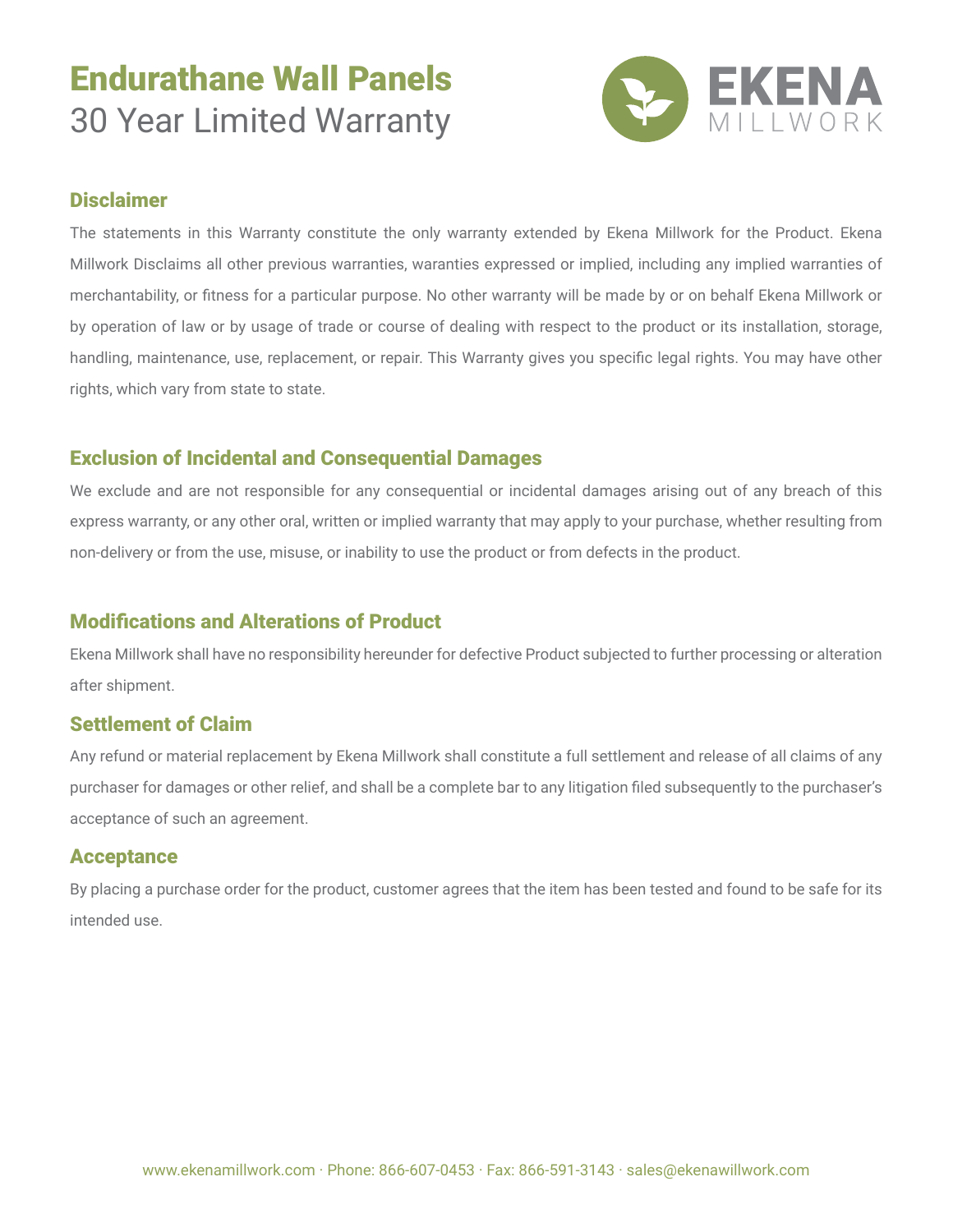# Endurathane Wall Panels
30 Year Limited Warranty

EKENA MILLWORK

## Disclaimer

The statements in this Warranty constitute the only warranty extended by Ekena Millwork for the Product. Ekena Millwork Disclaims all other previous warranties, waranties expressed or implied, including any implied warranties of merchantability, or fitness for a particular purpose. No other warranty will be made by or on behalf Ekena Millwork or by operation of law or by usage of trade or course of dealing with respect to the product or its installation, storage, handling, maintenance, use, replacement, or repair. This Warranty gives you specific legal rights. You may have other rights, which vary from state to state.

## Exclusion of Incidental and Consequential Damages

We exclude and are not responsible for any consequential or incidental damages arising out of any breach of this express warranty, or any other oral, written or implied warranty that may apply to your purchase, whether resulting from non-delivery or from the use, misuse, or inability to use the product or from defects in the product.

## Modifications and Alterations of Product

Ekena Millwork shall have no responsibility hereunder for defective Product subjected to further processing or alteration after shipment.

## Settlement of Claim

Any refund or material replacement by Ekena Millwork shall constitute a full settlement and release of all claims of any purchaser for damages or other relief, and shall be a complete bar to any litigation filed subsequently to the purchaser's acceptance of such an agreement.

## Acceptance

By placing a purchase order for the product, customer agrees that the item has been tested and found to be safe for its intended use.

www.ekenamillwork.com · Phone: 866-607-0453 · Fax: 866-591-3143 · sales@ekenawillwork.com